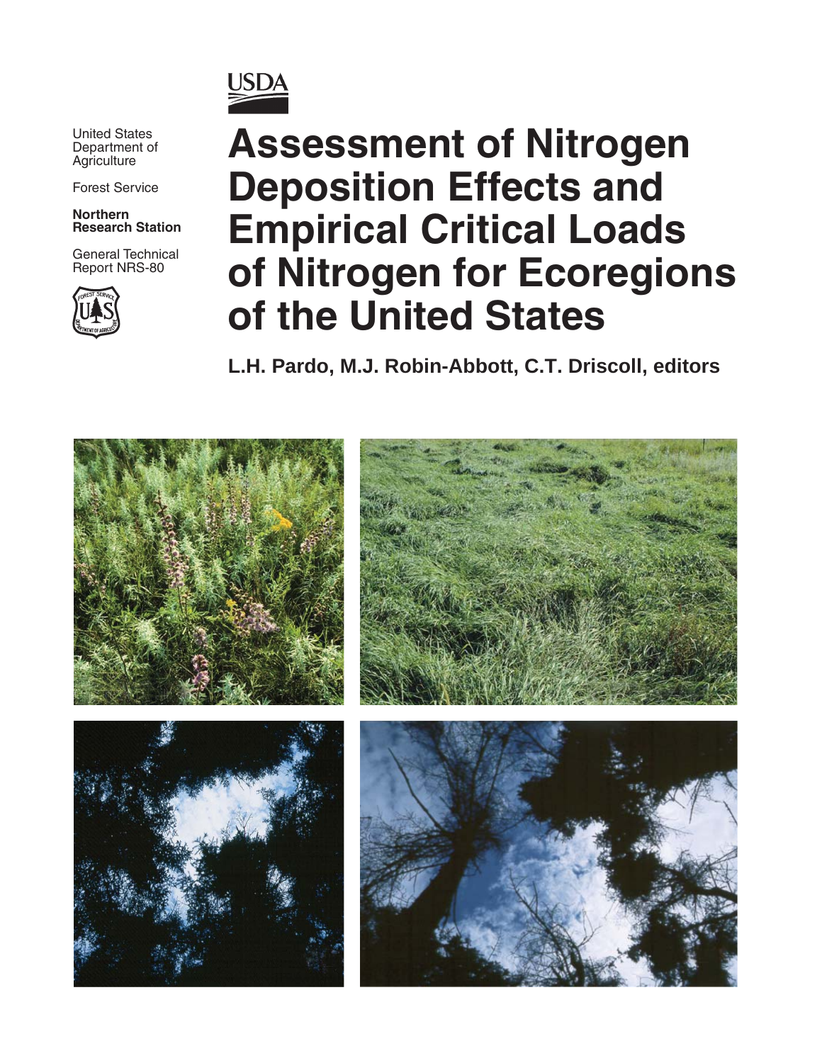USDA

United States Department of Agriculture

Forest Service

**Northern Research Station**

General Technical Report NRS-80

# Assessment of Nitrogen Deposition Effects and Empirical Critical Loads of Nitrogen for Ecoregions of the United States

**L.H. Pardo, M.J. Robin-Abbott, C.T. Driscoll, editors**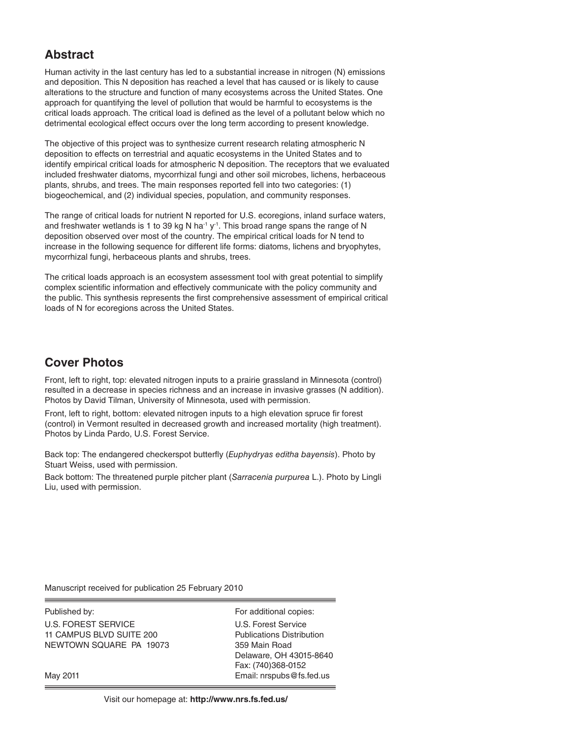## Abstract

Human activity in the last century has led to a substantial increase in nitrogen (N) emissions and deposition. This N deposition has reached a level that has caused or is likely to cause alterations to the structure and function of many ecosystems across the United States. One approach for quantifying the level of pollution that would be harmful to ecosystems is the critical loads approach. The critical load is defined as the level of a pollutant below which no detrimental ecological effect occurs over the long term according to present knowledge.

The objective of this project was to synthesize current research relating atmospheric N deposition to effects on terrestrial and aquatic ecosystems in the United States and to identify empirical critical loads for atmospheric N deposition. The receptors that we evaluated included freshwater diatoms, mycorrhizal fungi and other soil microbes, lichens, herbaceous plants, shrubs, and trees. The main responses reported fell into two categories: (1) biogeochemical, and (2) individual species, population, and community responses.

The range of critical loads for nutrient N reported for U.S. ecoregions, inland surface waters, and freshwater wetlands is 1 to 39 kg N $ha^{-1}$ $y^{-1}$. This broad range spans the range of N deposition observed over most of the country. The empirical critical loads for N tend to increase in the following sequence for different life forms: diatoms, lichens and bryophytes, mycorrhizal fungi, herbaceous plants and shrubs, trees.

The critical loads approach is an ecosystem assessment tool with great potential to simplify complex scientific information and effectively communicate with the policy community and the public. This synthesis represents the first comprehensive assessment of empirical critical loads of N for ecoregions across the United States.

## Cover Photos

Front, left to right, top: elevated nitrogen inputs to a prairie grassland in Minnesota (control) resulted in a decrease in species richness and an increase in invasive grasses (N addition). Photos by David Tilman, University of Minnesota, used with permission.

Front, left to right, bottom: elevated nitrogen inputs to a high elevation spruce fir forest (control) in Vermont resulted in decreased growth and increased mortality (high treatment). Photos by Linda Pardo, U.S. Forest Service.

Back top: The endangered checkerspot butterfly (*Euphydryas editha bayensis*). Photo by Stuart Weiss, used with permission.

Back bottom: The threatened purple pitcher plant (*Sarracenia purpurea* L.). Photo by Lingli Liu, used with permission.

Manuscript received for publication 25 February 2010

| Published by: | For additional copies: |
|---|---|
| U.S. FOREST SERVICE<br>11 CAMPUS BLVD SUITE 200<br>NEWTOWN SQUARE PA 19073 | U.S. Forest Service<br>Publications Distribution<br>359 Main Road<br>Delaware, OH 43015-8640<br>Fax: (740)368-0152 |
| May 2011 | Email: nrspubs@fs.fed.us |

Visit our homepage at: **http://www.nrs.fs.fed.us/**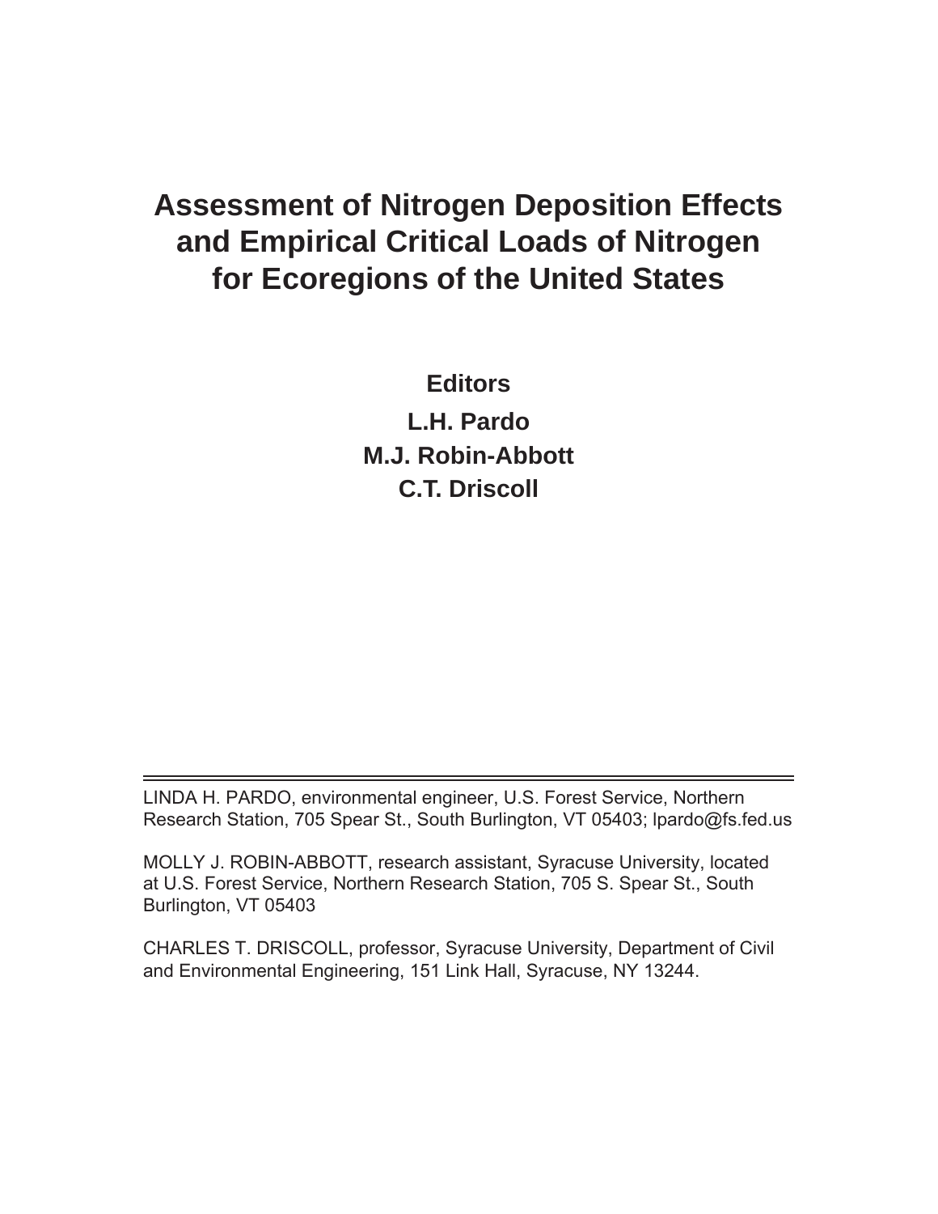# Assessment of Nitrogen Deposition Effects and Empirical Critical Loads of Nitrogen for Ecoregions of the United States

**Editors**

**L.H. Pardo**

**M.J. Robin-Abbott**

**C.T. Driscoll**

---

LINDA H. PARDO, environmental engineer, U.S. Forest Service, Northern Research Station, 705 Spear St., South Burlington, VT 05403; lpardo@fs.fed.us

MOLLY J. ROBIN-ABBOTT, research assistant, Syracuse University, located at U.S. Forest Service, Northern Research Station, 705 S. Spear St., South Burlington, VT 05403

CHARLES T. DRISCOLL, professor, Syracuse University, Department of Civil and Environmental Engineering, 151 Link Hall, Syracuse, NY 13244.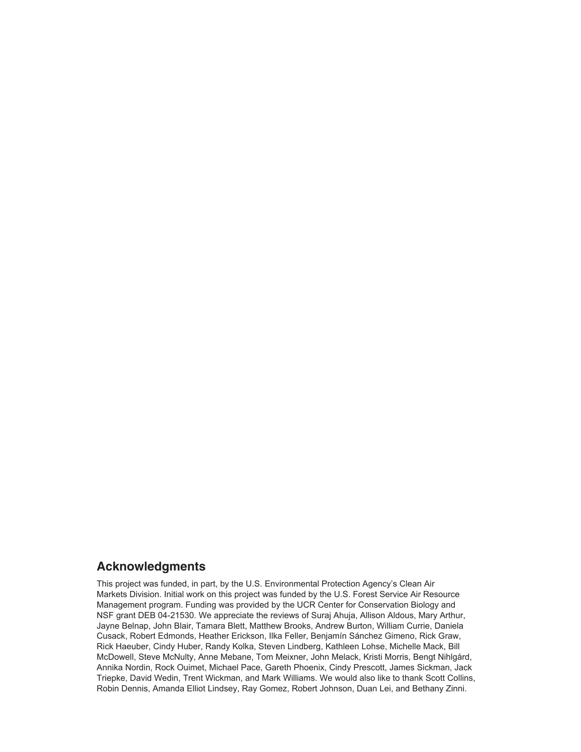## Acknowledgments

This project was funded, in part, by the U.S. Environmental Protection Agency's Clean Air Markets Division. Initial work on this project was funded by the U.S. Forest Service Air Resource Management program. Funding was provided by the UCR Center for Conservation Biology and NSF grant DEB 04-21530. We appreciate the reviews of Suraj Ahuja, Allison Aldous, Mary Arthur, Jayne Belnap, John Blair, Tamara Blett, Matthew Brooks, Andrew Burton, William Currie, Daniela Cusack, Robert Edmonds, Heather Erickson, Ilka Feller, Benjamín Sánchez Gimeno, Rick Graw, Rick Haeuber, Cindy Huber, Randy Kolka, Steven Lindberg, Kathleen Lohse, Michelle Mack, Bill McDowell, Steve McNulty, Anne Mebane, Tom Meixner, John Melack, Kristi Morris, Bengt Nihlgård, Annika Nordin, Rock Ouimet, Michael Pace, Gareth Phoenix, Cindy Prescott, James Sickman, Jack Triepke, David Wedin, Trent Wickman, and Mark Williams. We would also like to thank Scott Collins, Robin Dennis, Amanda Elliot Lindsey, Ray Gomez, Robert Johnson, Duan Lei, and Bethany Zinni.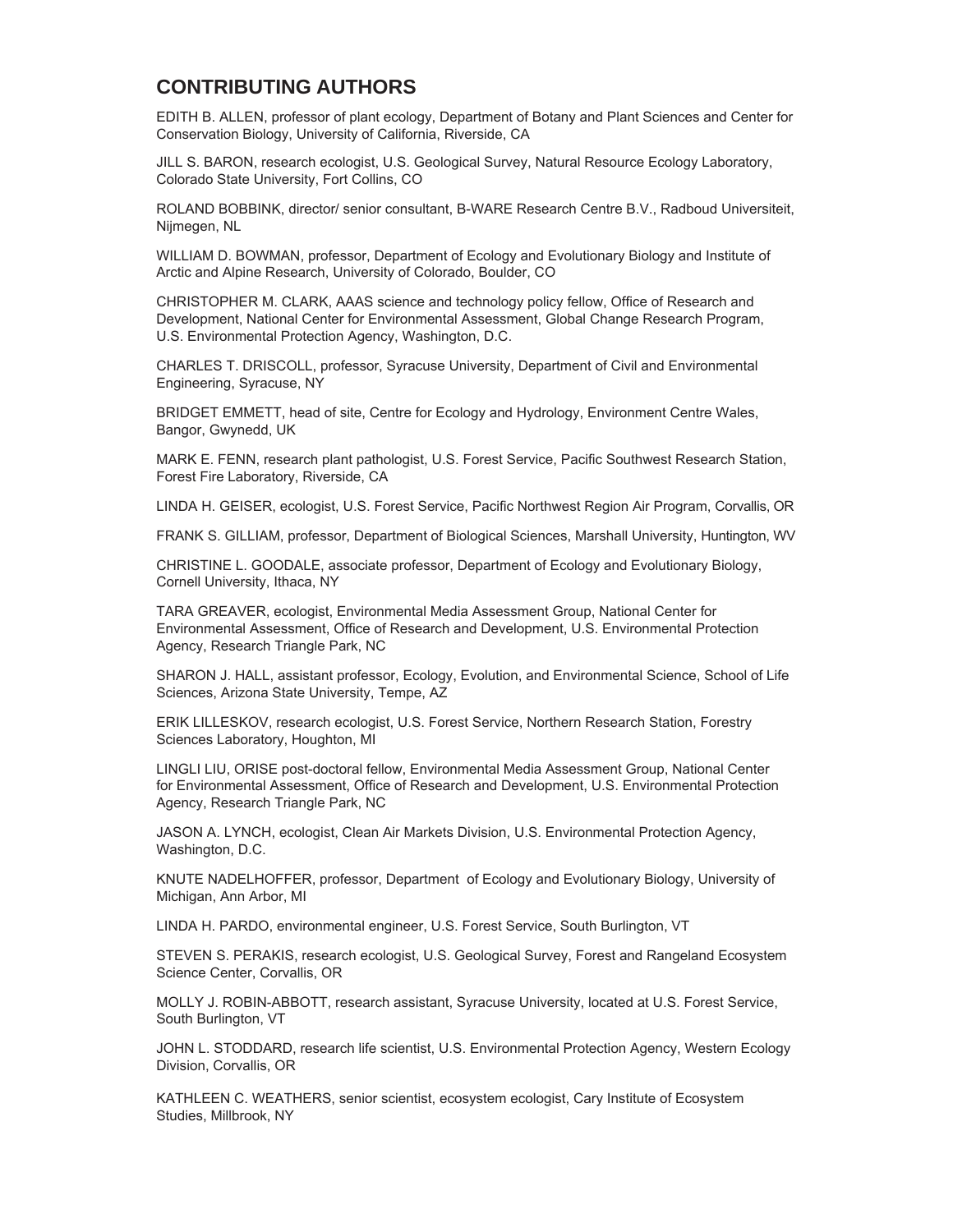# CONTRIBUTING AUTHORS

EDITH B. ALLEN, professor of plant ecology, Department of Botany and Plant Sciences and Center for Conservation Biology, University of California, Riverside, CA

JILL S. BARON, research ecologist, U.S. Geological Survey, Natural Resource Ecology Laboratory, Colorado State University, Fort Collins, CO

ROLAND BOBBINK, director/ senior consultant, B-WARE Research Centre B.V., Radboud Universiteit, Nijmegen, NL

WILLIAM D. BOWMAN, professor, Department of Ecology and Evolutionary Biology and Institute of Arctic and Alpine Research, University of Colorado, Boulder, CO

CHRISTOPHER M. CLARK, AAAS science and technology policy fellow, Office of Research and Development, National Center for Environmental Assessment, Global Change Research Program, U.S. Environmental Protection Agency, Washington, D.C.

CHARLES T. DRISCOLL, professor, Syracuse University, Department of Civil and Environmental Engineering, Syracuse, NY

BRIDGET EMMETT, head of site, Centre for Ecology and Hydrology, Environment Centre Wales, Bangor, Gwynedd, UK

MARK E. FENN, research plant pathologist, U.S. Forest Service, Pacific Southwest Research Station, Forest Fire Laboratory, Riverside, CA

LINDA H. GEISER, ecologist, U.S. Forest Service, Pacific Northwest Region Air Program, Corvallis, OR

FRANK S. GILLIAM, professor, Department of Biological Sciences, Marshall University, Huntington, WV

CHRISTINE L. GOODALE, associate professor, Department of Ecology and Evolutionary Biology, Cornell University, Ithaca, NY

TARA GREAVER, ecologist, Environmental Media Assessment Group, National Center for Environmental Assessment, Office of Research and Development, U.S. Environmental Protection Agency, Research Triangle Park, NC

SHARON J. HALL, assistant professor, Ecology, Evolution, and Environmental Science, School of Life Sciences, Arizona State University, Tempe, AZ

ERIK LILLESKOV, research ecologist, U.S. Forest Service, Northern Research Station, Forestry Sciences Laboratory, Houghton, MI

LINGLI LIU, ORISE post-doctoral fellow, Environmental Media Assessment Group, National Center for Environmental Assessment, Office of Research and Development, U.S. Environmental Protection Agency, Research Triangle Park, NC

JASON A. LYNCH, ecologist, Clean Air Markets Division, U.S. Environmental Protection Agency, Washington, D.C.

KNUTE NADELHOFFER, professor, Department of Ecology and Evolutionary Biology, University of Michigan, Ann Arbor, MI

LINDA H. PARDO, environmental engineer, U.S. Forest Service, South Burlington, VT

STEVEN S. PERAKIS, research ecologist, U.S. Geological Survey, Forest and Rangeland Ecosystem Science Center, Corvallis, OR

MOLLY J. ROBIN-ABBOTT, research assistant, Syracuse University, located at U.S. Forest Service, South Burlington, VT

JOHN L. STODDARD, research life scientist, U.S. Environmental Protection Agency, Western Ecology Division, Corvallis, OR

KATHLEEN C. WEATHERS, senior scientist, ecosystem ecologist, Cary Institute of Ecosystem Studies, Millbrook, NY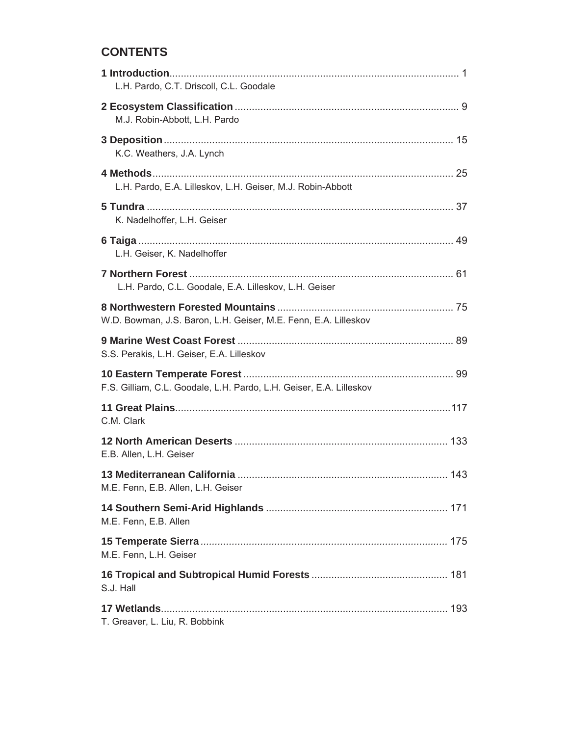## CONTENTS

**1 Introduction**...................................................................................................... 1
L.H. Pardo, C.T. Driscoll, C.L. Goodale

**2 Ecosystem Classification**............................................................................... 9
M.J. Robin-Abbott, L.H. Pardo

**3 Deposition**..................................................................................................... 15
K.C. Weathers, J.A. Lynch

**4 Methods**......................................................................................................... 25
L.H. Pardo, E.A. Lilleskov, L.H. Geiser, M.J. Robin-Abbott

**5 Tundra**........................................................................................................... 37
K. Nadelhoffer, L.H. Geiser

**6 Taiga**.............................................................................................................. 49
L.H. Geiser, K. Nadelhoffer

**7 Northern Forest**............................................................................................. 61
L.H. Pardo, C.L. Goodale, E.A. Lilleskov, L.H. Geiser

**8 Northwestern Forested Mountains**.............................................................. 75
W.D. Bowman, J.S. Baron, L.H. Geiser, M.E. Fenn, E.A. Lilleskov

**9 Marine West Coast Forest**............................................................................ 89
S.S. Perakis, L.H. Geiser, E.A. Lilleskov

**10 Eastern Temperate Forest**.......................................................................... 99
F.S. Gilliam, C.L. Goodale, L.H. Pardo, L.H. Geiser, E.A. Lilleskov

**11 Great Plains**.................................................................................................117
C.M. Clark

**12 North American Deserts**........................................................................... 133
E.B. Allen, L.H. Geiser

**13 Mediterranean California**.......................................................................... 143
M.E. Fenn, E.B. Allen, L.H. Geiser

**14 Southern Semi-Arid Highlands**................................................................ 171
M.E. Fenn, E.B. Allen

**15 Temperate Sierra**....................................................................................... 175
M.E. Fenn, L.H. Geiser

**16 Tropical and Subtropical Humid Forests**................................................ 181
S.J. Hall

**17 Wetlands**..................................................................................................... 193
T. Greaver, L. Liu, R. Bobbink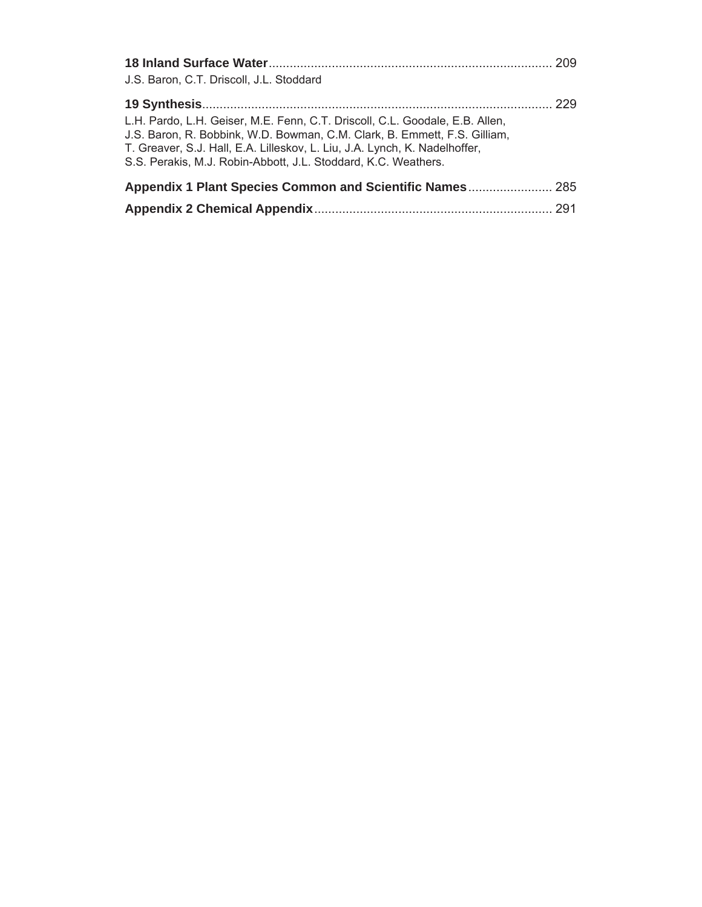**18 Inland Surface Water** ................................................................................ 209

J.S. Baron, C.T. Driscoll, J.L. Stoddard

**19 Synthesis** ................................................................................................. 229

L.H. Pardo, L.H. Geiser, M.E. Fenn, C.T. Driscoll, C.L. Goodale, E.B. Allen, J.S. Baron, R. Bobbink, W.D. Bowman, C.M. Clark, B. Emmett, F.S. Gilliam, T. Greaver, S.J. Hall, E.A. Lilleskov, L. Liu, J.A. Lynch, K. Nadelhoffer, S.S. Perakis, M.J. Robin-Abbott, J.L. Stoddard, K.C. Weathers.

**Appendix 1 Plant Species Common and Scientific Names** ........................ 285

**Appendix 2 Chemical Appendix** ................................................................... 291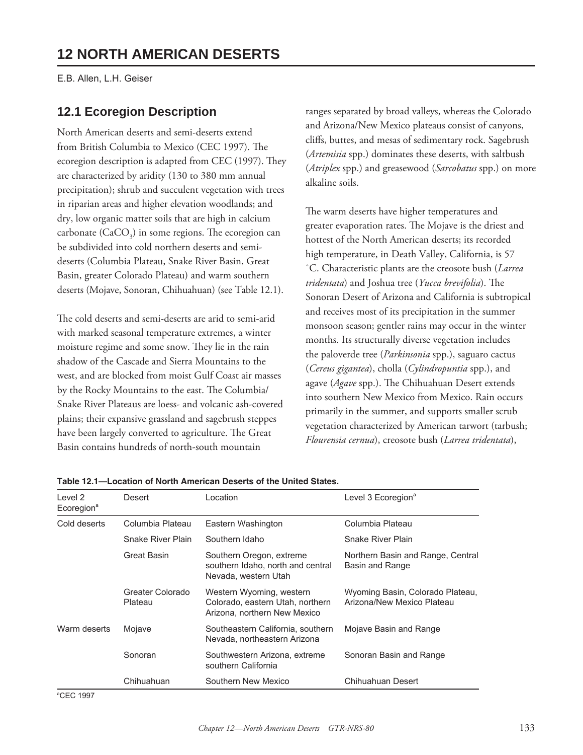# 12 NORTH AMERICAN DESERTS

E.B. Allen, L.H. Geiser

## 12.1 Ecoregion Description

North American deserts and semi-deserts extend from British Columbia to Mexico (CEC 1997). The ecoregion description is adapted from CEC (1997). They are characterized by aridity (130 to 380 mm annual precipitation); shrub and succulent vegetation with trees in riparian areas and higher elevation woodlands; and dry, low organic matter soils that are high in calcium carbonate ($CaCO_3$) in some regions. The ecoregion can be subdivided into cold northern deserts and semi-deserts (Columbia Plateau, Snake River Basin, Great Basin, greater Colorado Plateau) and warm southern deserts (Mojave, Sonoran, Chihuahuan) (see Table 12.1).

The cold deserts and semi-deserts are arid to semi-arid with marked seasonal temperature extremes, a winter moisture regime and some snow. They lie in the rain shadow of the Cascade and Sierra Mountains to the west, and are blocked from moist Gulf Coast air masses by the Rocky Mountains to the east. The Columbia/Snake River Plateaus are loess- and volcanic ash-covered plains; their expansive grassland and sagebrush steppes have been largely converted to agriculture. The Great Basin contains hundreds of north-south mountain ranges separated by broad valleys, whereas the Colorado and Arizona/New Mexico plateaus consist of canyons, cliffs, buttes, and mesas of sedimentary rock. Sagebrush (*Artemisia* spp.) dominates these deserts, with saltbush (*Atriplex* spp.) and greasewood (*Sarcobatus* spp.) on more alkaline soils.

The warm deserts have higher temperatures and greater evaporation rates. The Mojave is the driest and hottest of the North American deserts; its recorded high temperature, in Death Valley, California, is 57 °C. Characteristic plants are the creosote bush (*Larrea tridentata*) and Joshua tree (*Yucca brevifolia*). The Sonoran Desert of Arizona and California is subtropical and receives most of its precipitation in the summer monsoon season; gentler rains may occur in the winter months. Its structurally diverse vegetation includes the paloverde tree (*Parkinsonia* spp.), saguaro cactus (*Cereus gigantea*), cholla (*Cylindropuntia* spp.), and agave (*Agave* spp.). The Chihuahuan Desert extends into southern New Mexico from Mexico. Rain occurs primarily in the summer, and supports smaller scrub vegetation characterized by American tarwort (tarbush; *Flourensia cernua*), creosote bush (*Larrea tridentata*),

**Table 12.1—Location of North American Deserts of the United States.**

| Level 2 Ecoregion[a] | Desert | Location | Level 3 Ecoregion[a] |
|---|---|---|---|
| Cold deserts | Columbia Plateau | Eastern Washington | Columbia Plateau |
| | Snake River Plain | Southern Idaho | Snake River Plain |
| | Great Basin | Southern Oregon, extreme southern Idaho, north and central Nevada, western Utah | Northern Basin and Range, Central Basin and Range |
| | Greater Colorado Plateau | Western Wyoming, western Colorado, eastern Utah, northern Arizona, northern New Mexico | Wyoming Basin, Colorado Plateau, Arizona/New Mexico Plateau |
| Warm deserts | Mojave | Southeastern California, southern Nevada, northeastern Arizona | Mojave Basin and Range |
| | Sonoran | Southwestern Arizona, extreme southern California | Sonoran Basin and Range |
| | Chihuahuan | Southern New Mexico | Chihuahuan Desert |

[a]CEC 1997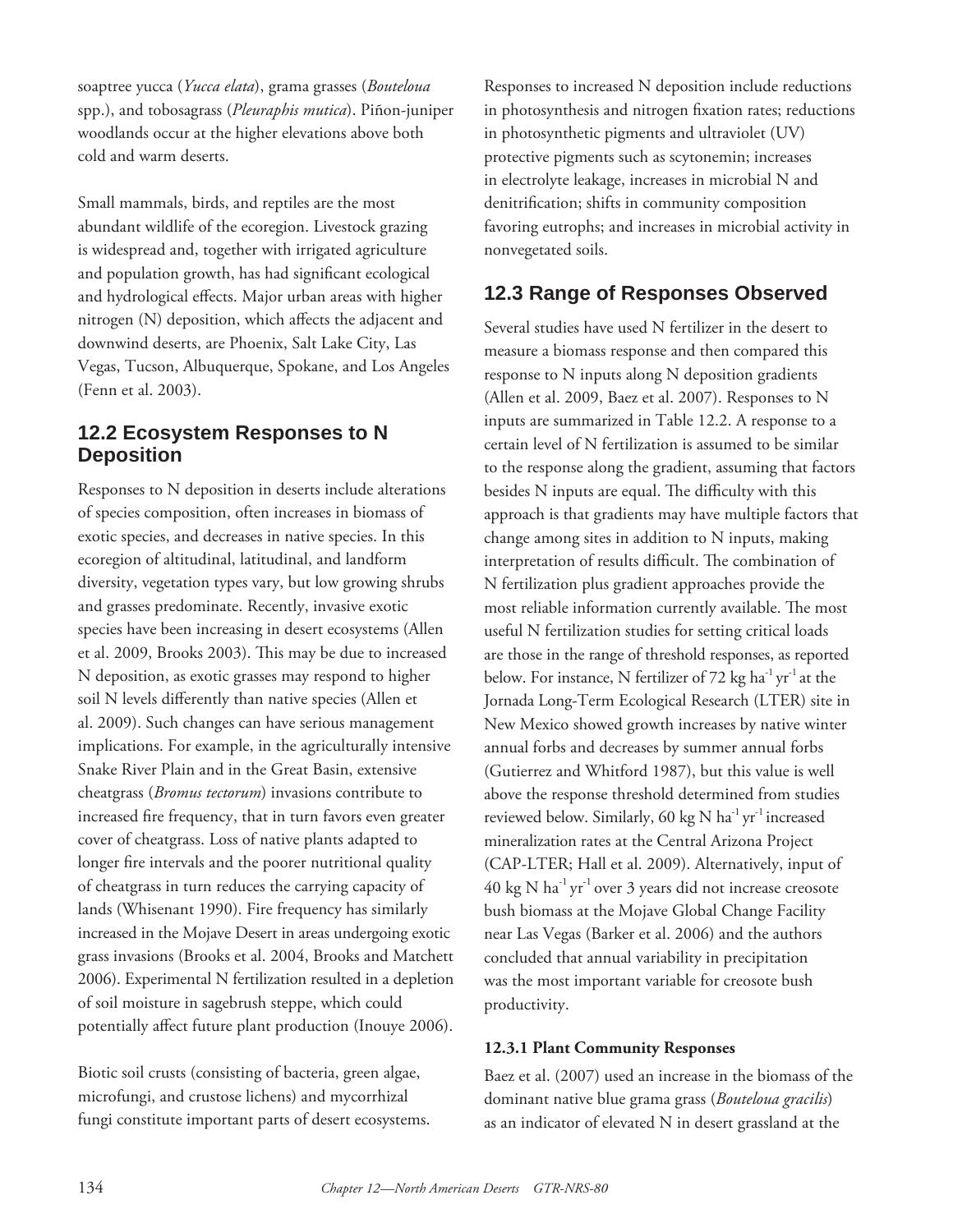soaptree yucca (*Yucca elata*), grama grasses (*Bouteloua* spp.), and tobosagrass (*Pleuraphis mutica*). Piñon-juniper woodlands occur at the higher elevations above both cold and warm deserts.

Small mammals, birds, and reptiles are the most abundant wildlife of the ecoregion. Livestock grazing is widespread and, together with irrigated agriculture and population growth, has had significant ecological and hydrological effects. Major urban areas with higher nitrogen (N) deposition, which affects the adjacent and downwind deserts, are Phoenix, Salt Lake City, Las Vegas, Tucson, Albuquerque, Spokane, and Los Angeles (Fenn et al. 2003).

## 12.2 Ecosystem Responses to N Deposition

Responses to N deposition in deserts include alterations of species composition, often increases in biomass of exotic species, and decreases in native species. In this ecoregion of altitudinal, latitudinal, and landform diversity, vegetation types vary, but low growing shrubs and grasses predominate. Recently, invasive exotic species have been increasing in desert ecosystems (Allen et al. 2009, Brooks 2003). This may be due to increased N deposition, as exotic grasses may respond to higher soil N levels differently than native species (Allen et al. 2009). Such changes can have serious management implications. For example, in the agriculturally intensive Snake River Plain and in the Great Basin, extensive cheatgrass (*Bromus tectorum*) invasions contribute to increased fire frequency, that in turn favors even greater cover of cheatgrass. Loss of native plants adapted to longer fire intervals and the poorer nutritional quality of cheatgrass in turn reduces the carrying capacity of lands (Whisenant 1990). Fire frequency has similarly increased in the Mojave Desert in areas undergoing exotic grass invasions (Brooks et al. 2004, Brooks and Matchett 2006). Experimental N fertilization resulted in a depletion of soil moisture in sagebrush steppe, which could potentially affect future plant production (Inouye 2006).

Biotic soil crusts (consisting of bacteria, green algae, microfungi, and crustose lichens) and mycorrhizal fungi constitute important parts of desert ecosystems. Responses to increased N deposition include reductions in photosynthesis and nitrogen fixation rates; reductions in photosynthetic pigments and ultraviolet (UV) protective pigments such as scytonemin; increases in electrolyte leakage, increases in microbial N and denitrification; shifts in community composition favoring eutrophs; and increases in microbial activity in nonvegetated soils.

## 12.3 Range of Responses Observed

Several studies have used N fertilizer in the desert to measure a biomass response and then compared this response to N inputs along N deposition gradients (Allen et al. 2009, Baez et al. 2007). Responses to N inputs are summarized in Table 12.2. A response to a certain level of N fertilization is assumed to be similar to the response along the gradient, assuming that factors besides N inputs are equal. The difficulty with this approach is that gradients may have multiple factors that change among sites in addition to N inputs, making interpretation of results difficult. The combination of N fertilization plus gradient approaches provide the most reliable information currently available. The most useful N fertilization studies for setting critical loads are those in the range of threshold responses, as reported below. For instance, N fertilizer of 72 kg $ha^{-1}$ $yr^{-1}$ at the Jornada Long-Term Ecological Research (LTER) site in New Mexico showed growth increases by native winter annual forbs and decreases by summer annual forbs (Gutierrez and Whitford 1987), but this value is well above the response threshold determined from studies reviewed below. Similarly, 60 kg N $ha^{-1}$ $yr^{-1}$ increased mineralization rates at the Central Arizona Project (CAP-LTER; Hall et al. 2009). Alternatively, input of 40 kg N $ha^{-1}$ $yr^{-1}$ over 3 years did not increase creosote bush biomass at the Mojave Global Change Facility near Las Vegas (Barker et al. 2006) and the authors concluded that annual variability in precipitation was the most important variable for creosote bush productivity.

### 12.3.1 Plant Community Responses

Baez et al. (2007) used an increase in the biomass of the dominant native blue grama grass (*Bouteloua gracilis*) as an indicator of elevated N in desert grassland at the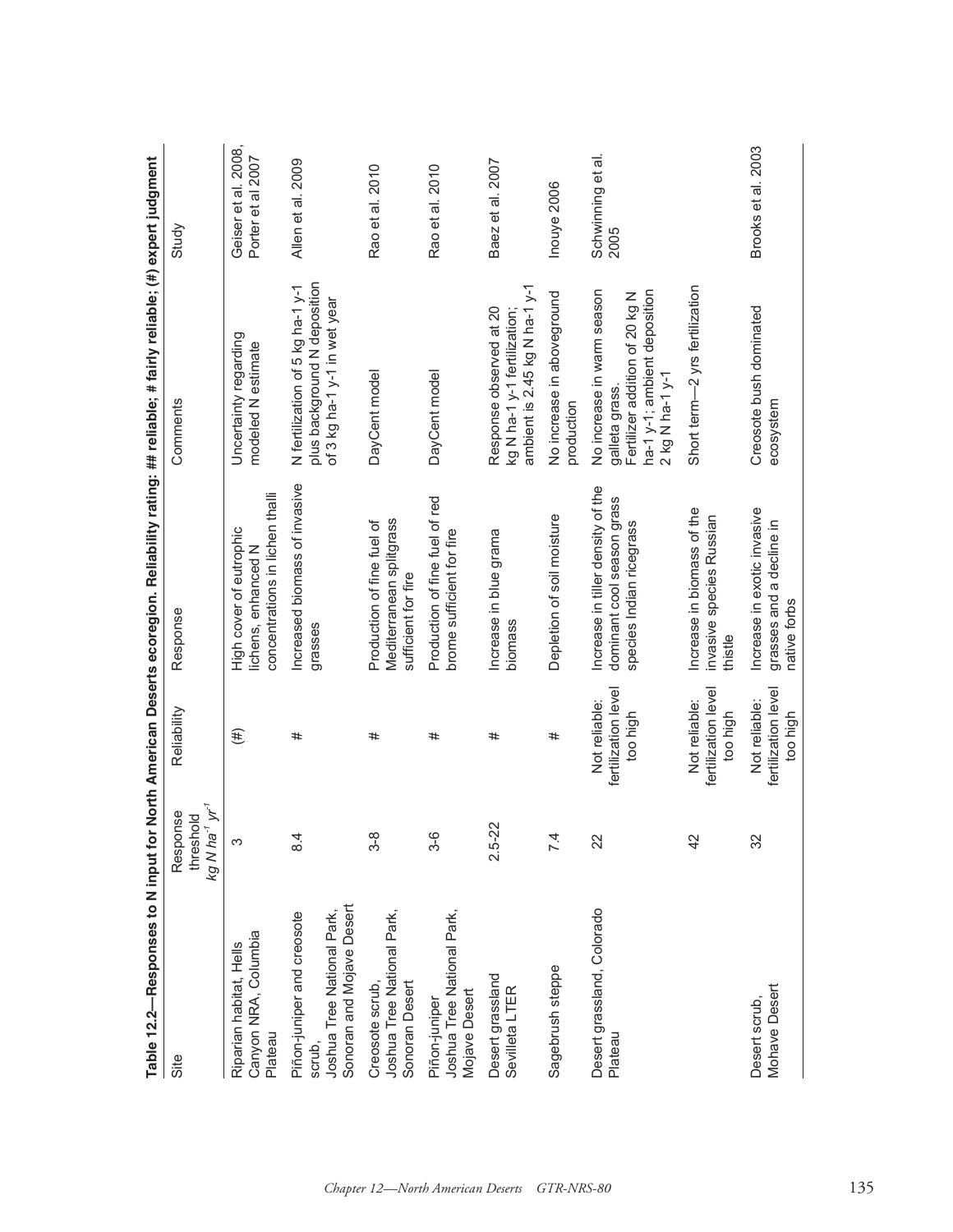**Table 12.2—Responses to N input for North American Deserts ecoregion. Reliability rating: ## reliable; # fairly reliable; (#) expert judgment**

| Site | Response threshold *kg N ha$^{-1}$ yr$^{-1}$* | Reliability | Response | Comments | Study |
|---|---|---|---|---|---|
| Riparian habitat, Hells Canyon NRA, Columbia Plateau | 3 | (#) | High cover of eutrophic lichens, enhanced N concentrations in lichen thalli | Uncertainty regarding modeled N estimate | Geiser et al. 2008, Porter et al 2007 |
| Piñon-juniper and creosote scrub, Joshua Tree National Park, Sonoran and Mojave Desert | 8.4 | # | Increased biomass of invasive grasses | N fertilization of 5 kg ha-1 y-1 plus background N deposition of 3 kg ha-1 y-1 in wet year | Allen et al. 2009 |
| Creosote scrub, Joshua Tree National Park, Sonoran Desert | 3-8 | # | Production of fine fuel of Mediterranean splitgrass sufficient for fire | DayCent model | Rao et al. 2010 |
| Piñon-juniper Joshua Tree National Park, Mojave Desert | 3-6 | # | Production of fine fuel of red brome sufficient for fire | DayCent model | Rao et al. 2010 |
| Desert grassland Sevilleta LTER | 2.5-22 | # | Increase in blue grama biomass | Response observed at 20 kg N ha-1 y-1 fertilization; ambient is 2.45 kg N ha-1 y-1 | Baez et al. 2007 |
| Sagebrush steppe | 7.4 | # | Depletion of soil moisture | No increase in aboveground production | Inouye 2006 |
| Desert grassland, Colorado Plateau | 22 | Not reliable: fertilization level too high | Increase in tiller density of the dominant cool season grass species Indian ricegrass | No increase in warm season galleta grass. Fertilizer addition of 20 kg N ha-1 y-1; ambient deposition 2 kg N ha-1 y-1 | Schwinning et al. 2005 |
| | 42 | Not reliable: fertilization level too high | Increase in biomass of the invasive species Russian thistle | Short term—2 yrs fertilization | |
| Desert scrub, Mohave Desert | 32 | Not reliable: fertilization level too high | Increase in exotic invasive grasses and a decline in native forbs | Creosote bush dominated ecosystem | Brooks et al. 2003 |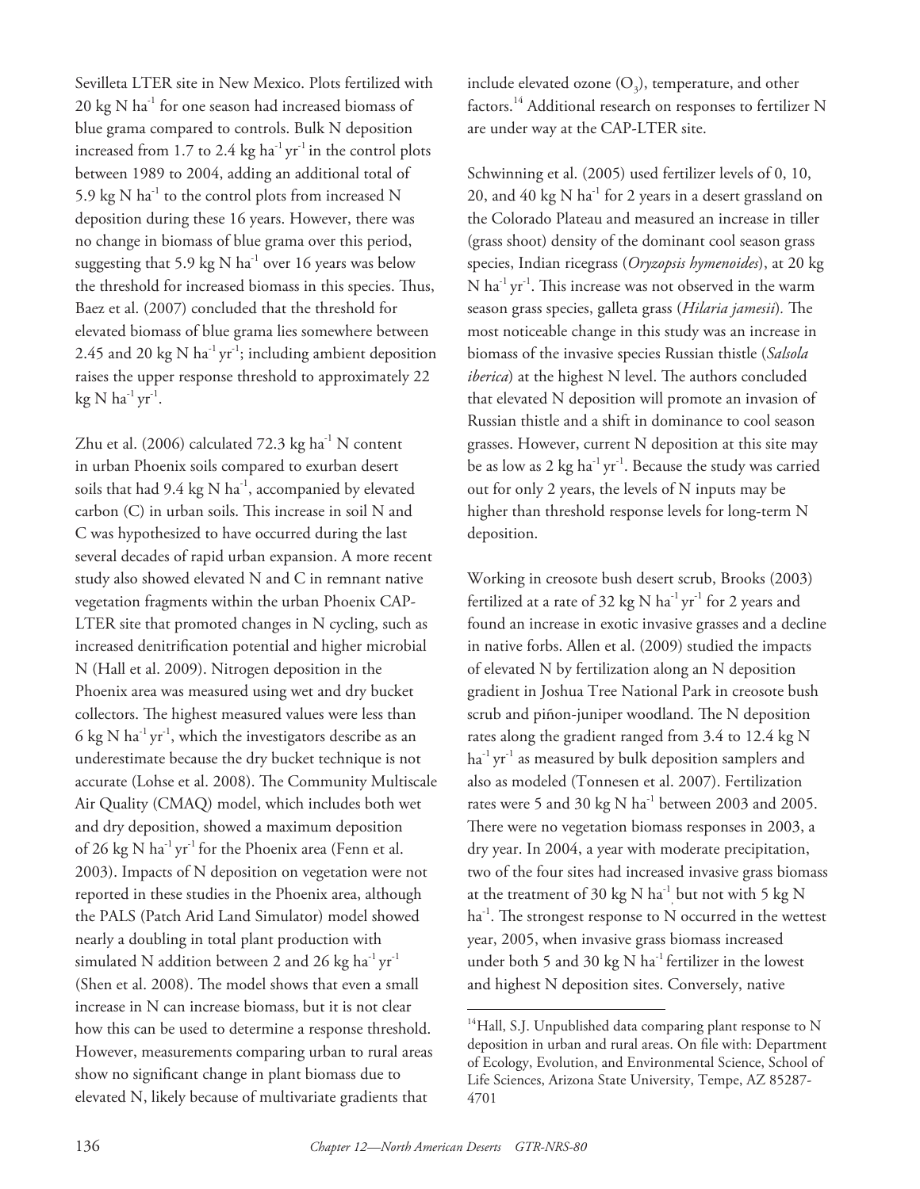Sevilleta LTER site in New Mexico. Plots fertilized with 20 kg N $ha^{-1}$ for one season had increased biomass of blue grama compared to controls. Bulk N deposition increased from 1.7 to 2.4 kg $ha^{-1}$ $yr^{-1}$ in the control plots between 1989 to 2004, adding an additional total of 5.9 kg N $ha^{-1}$ to the control plots from increased N deposition during these 16 years. However, there was no change in biomass of blue grama over this period, suggesting that 5.9 kg N $ha^{-1}$ over 16 years was below the threshold for increased biomass in this species. Thus, Baez et al. (2007) concluded that the threshold for elevated biomass of blue grama lies somewhere between 2.45 and 20 kg N $ha^{-1}$ $yr^{-1}$; including ambient deposition raises the upper response threshold to approximately 22 kg N $ha^{-1}$ $yr^{-1}$.

Zhu et al. (2006) calculated 72.3 kg $ha^{-1}$ N content in urban Phoenix soils compared to exurban desert soils that had 9.4 kg N $ha^{-1}$, accompanied by elevated carbon (C) in urban soils. This increase in soil N and C was hypothesized to have occurred during the last several decades of rapid urban expansion. A more recent study also showed elevated N and C in remnant native vegetation fragments within the urban Phoenix CAP-LTER site that promoted changes in N cycling, such as increased denitrification potential and higher microbial N (Hall et al. 2009). Nitrogen deposition in the Phoenix area was measured using wet and dry bucket collectors. The highest measured values were less than 6 kg N $ha^{-1}$ $yr^{-1}$, which the investigators describe as an underestimate because the dry bucket technique is not accurate (Lohse et al. 2008). The Community Multiscale Air Quality (CMAQ) model, which includes both wet and dry deposition, showed a maximum deposition of 26 kg N $ha^{-1}$ $yr^{-1}$ for the Phoenix area (Fenn et al. 2003). Impacts of N deposition on vegetation were not reported in these studies in the Phoenix area, although the PALS (Patch Arid Land Simulator) model showed nearly a doubling in total plant production with simulated N addition between 2 and 26 kg $ha^{-1}$ $yr^{-1}$ (Shen et al. 2008). The model shows that even a small increase in N can increase biomass, but it is not clear how this can be used to determine a response threshold. However, measurements comparing urban to rural areas show no significant change in plant biomass due to elevated N, likely because of multivariate gradients that include elevated ozone ($O_3$), temperature, and other factors.[14] Additional research on responses to fertilizer N are under way at the CAP-LTER site.

Schwinning et al. (2005) used fertilizer levels of 0, 10, 20, and 40 kg N $ha^{-1}$ for 2 years in a desert grassland on the Colorado Plateau and measured an increase in tiller (grass shoot) density of the dominant cool season grass species, Indian ricegrass (*Oryzopsis hymenoides*), at 20 kg N $ha^{-1}$ $yr^{-1}$. This increase was not observed in the warm season grass species, galleta grass (*Hilaria jamesii*). The most noticeable change in this study was an increase in biomass of the invasive species Russian thistle (*Salsola iberica*) at the highest N level. The authors concluded that elevated N deposition will promote an invasion of Russian thistle and a shift in dominance to cool season grasses. However, current N deposition at this site may be as low as 2 kg $ha^{-1}$ $yr^{-1}$. Because the study was carried out for only 2 years, the levels of N inputs may be higher than threshold response levels for long-term N deposition.

Working in creosote bush desert scrub, Brooks (2003) fertilized at a rate of 32 kg N $ha^{-1}$ $yr^{-1}$ for 2 years and found an increase in exotic invasive grasses and a decline in native forbs. Allen et al. (2009) studied the impacts of elevated N by fertilization along an N deposition gradient in Joshua Tree National Park in creosote bush scrub and piñon-juniper woodland. The N deposition rates along the gradient ranged from 3.4 to 12.4 kg N $ha^{-1}$ $yr^{-1}$ as measured by bulk deposition samplers and also as modeled (Tonnesen et al. 2007). Fertilization rates were 5 and 30 kg N $ha^{-1}$ between 2003 and 2005. There were no vegetation biomass responses in 2003, a dry year. In 2004, a year with moderate precipitation, two of the four sites had increased invasive grass biomass at the treatment of 30 kg N $ha^{-1}$, but not with 5 kg N $ha^{-1}$. The strongest response to N occurred in the wettest year, 2005, when invasive grass biomass increased under both 5 and 30 kg N $ha^{-1}$ fertilizer in the lowest and highest N deposition sites. Conversely, native

[14] Hall, S.J. Unpublished data comparing plant response to N deposition in urban and rural areas. On file with: Department of Ecology, Evolution, and Environmental Science, School of Life Sciences, Arizona State University, Tempe, AZ 85287-4701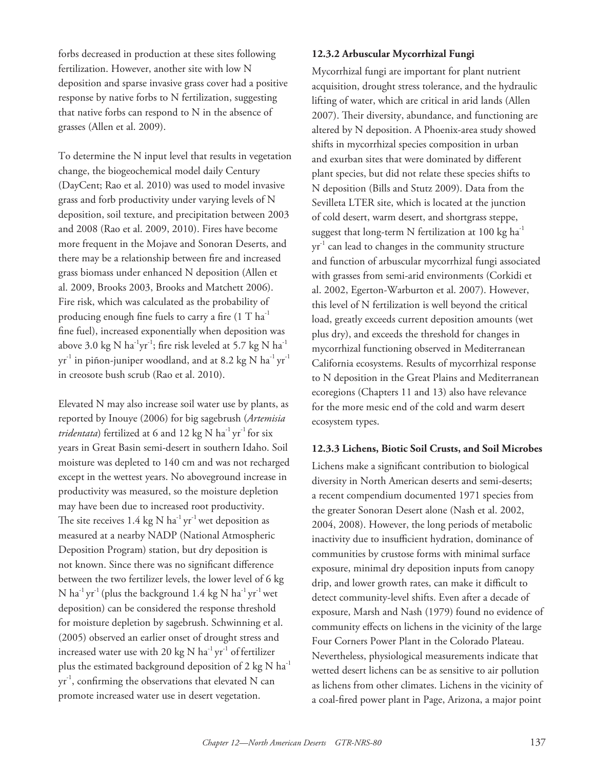forbs decreased in production at these sites following fertilization. However, another site with low N deposition and sparse invasive grass cover had a positive response by native forbs to N fertilization, suggesting that native forbs can respond to N in the absence of grasses (Allen et al. 2009).

To determine the N input level that results in vegetation change, the biogeochemical model daily Century (DayCent; Rao et al. 2010) was used to model invasive grass and forb productivity under varying levels of N deposition, soil texture, and precipitation between 2003 and 2008 (Rao et al. 2009, 2010). Fires have become more frequent in the Mojave and Sonoran Deserts, and there may be a relationship between fire and increased grass biomass under enhanced N deposition (Allen et al. 2009, Brooks 2003, Brooks and Matchett 2006). Fire risk, which was calculated as the probability of producing enough fine fuels to carry a fire (1 T $ha^{-1}$ fine fuel), increased exponentially when deposition was above 3.0 kg N $ha^{-1}yr^{-1}$; fire risk leveled at 5.7 kg N $ha^{-1}$ $yr^{-1}$ in piñon-juniper woodland, and at 8.2 kg N $ha^{-1}$ $yr^{-1}$ in creosote bush scrub (Rao et al. 2010).

Elevated N may also increase soil water use by plants, as reported by Inouye (2006) for big sagebrush (*Artemisia tridentata*) fertilized at 6 and 12 kg N $ha^{-1}$ $yr^{-1}$ for six years in Great Basin semi-desert in southern Idaho. Soil moisture was depleted to 140 cm and was not recharged except in the wettest years. No aboveground increase in productivity was measured, so the moisture depletion may have been due to increased root productivity. The site receives 1.4 kg N $ha^{-1}$ $yr^{-1}$ wet deposition as measured at a nearby NADP (National Atmospheric Deposition Program) station, but dry deposition is not known. Since there was no significant difference between the two fertilizer levels, the lower level of 6 kg N $ha^{-1}$ $yr^{-1}$ (plus the background 1.4 kg N $ha^{-1}$ $yr^{-1}$ wet deposition) can be considered the response threshold for moisture depletion by sagebrush. Schwinning et al. (2005) observed an earlier onset of drought stress and increased water use with 20 kg N $ha^{-1}$ $yr^{-1}$ of fertilizer plus the estimated background deposition of 2 kg N $ha^{-1}$ $yr^{-1}$, confirming the observations that elevated N can promote increased water use in desert vegetation.

### 12.3.2 Arbuscular Mycorrhizal Fungi

Mycorrhizal fungi are important for plant nutrient acquisition, drought stress tolerance, and the hydraulic lifting of water, which are critical in arid lands (Allen 2007). Their diversity, abundance, and functioning are altered by N deposition. A Phoenix-area study showed shifts in mycorrhizal species composition in urban and exurban sites that were dominated by different plant species, but did not relate these species shifts to N deposition (Bills and Stutz 2009). Data from the Sevilleta LTER site, which is located at the junction of cold desert, warm desert, and shortgrass steppe, suggest that long-term N fertilization at 100 kg $ha^{-1}$ $yr^{-1}$ can lead to changes in the community structure and function of arbuscular mycorrhizal fungi associated with grasses from semi-arid environments (Corkidi et al. 2002, Egerton-Warburton et al. 2007). However, this level of N fertilization is well beyond the critical load, greatly exceeds current deposition amounts (wet plus dry), and exceeds the threshold for changes in mycorrhizal functioning observed in Mediterranean California ecosystems. Results of mycorrhizal response to N deposition in the Great Plains and Mediterranean ecoregions (Chapters 11 and 13) also have relevance for the more mesic end of the cold and warm desert ecosystem types.

### 12.3.3 Lichens, Biotic Soil Crusts, and Soil Microbes

Lichens make a significant contribution to biological diversity in North American deserts and semi-deserts; a recent compendium documented 1971 species from the greater Sonoran Desert alone (Nash et al. 2002, 2004, 2008). However, the long periods of metabolic inactivity due to insufficient hydration, dominance of communities by crustose forms with minimal surface exposure, minimal dry deposition inputs from canopy drip, and lower growth rates, can make it difficult to detect community-level shifts. Even after a decade of exposure, Marsh and Nash (1979) found no evidence of community effects on lichens in the vicinity of the large Four Corners Power Plant in the Colorado Plateau. Nevertheless, physiological measurements indicate that wetted desert lichens can be as sensitive to air pollution as lichens from other climates. Lichens in the vicinity of a coal-fired power plant in Page, Arizona, a major point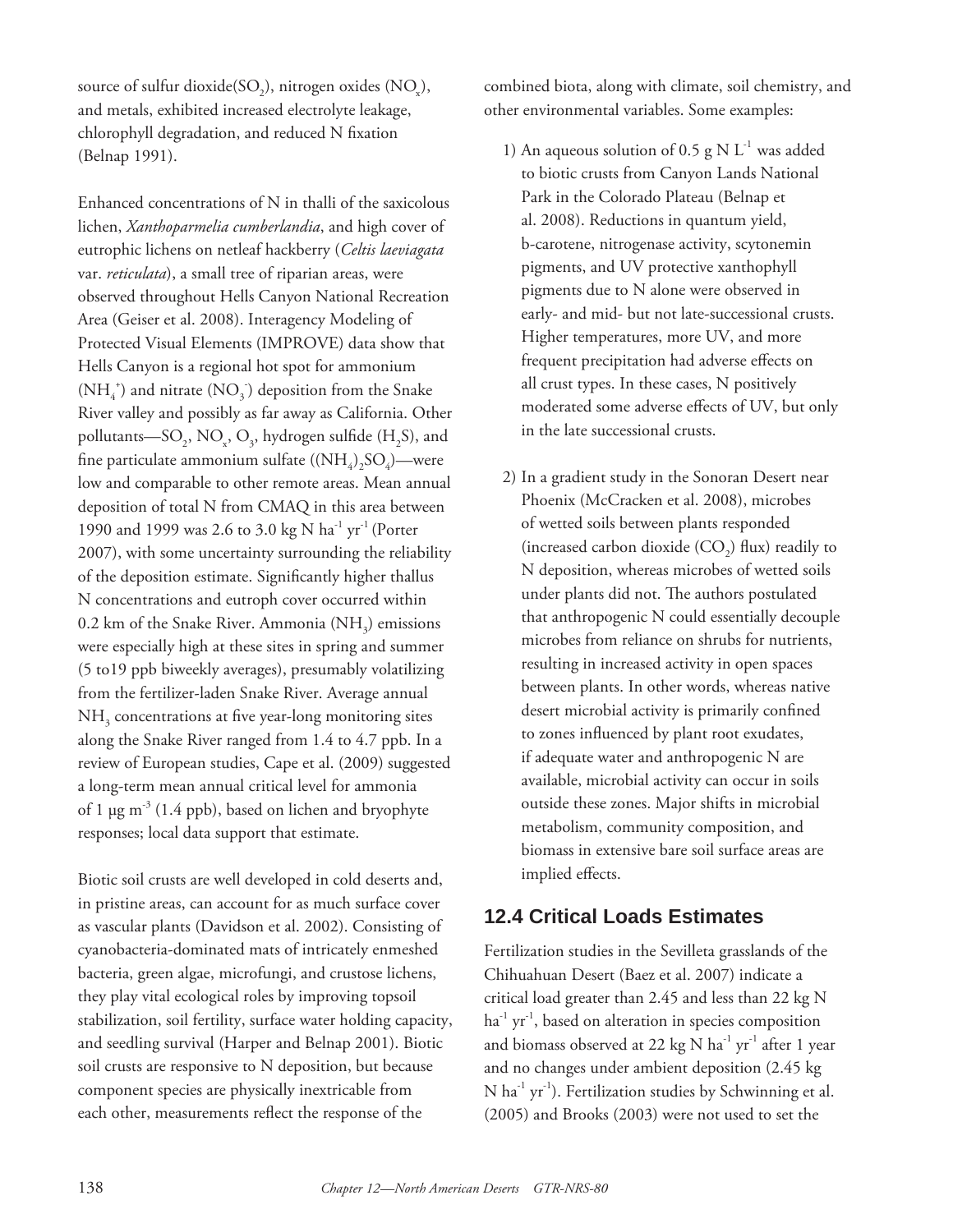source of sulfur dioxide($SO_2$), nitrogen oxides ($NO_x$), and metals, exhibited increased electrolyte leakage, chlorophyll degradation, and reduced N fixation (Belnap 1991).

Enhanced concentrations of N in thalli of the saxicolous lichen, *Xanthoparmelia cumberlandia*, and high cover of eutrophic lichens on netleaf hackberry (*Celtis laeviagata* var. *reticulata*), a small tree of riparian areas, were observed throughout Hells Canyon National Recreation Area (Geiser et al. 2008). Interagency Modeling of Protected Visual Elements (IMPROVE) data show that Hells Canyon is a regional hot spot for ammonium ($NH_4^+$) and nitrate ($NO_3^-$) deposition from the Snake River valley and possibly as far away as California. Other pollutants—$SO_2$, $NO_x$, $O_3$, hydrogen sulfide ($H_2S$), and fine particulate ammonium sulfate ($(NH_4)_2SO_4$)—were low and comparable to other remote areas. Mean annual deposition of total N from CMAQ in this area between 1990 and 1999 was 2.6 to 3.0 kg N $ha^{-1}$ $yr^{-1}$ (Porter 2007), with some uncertainty surrounding the reliability of the deposition estimate. Significantly higher thallus N concentrations and eutroph cover occurred within 0.2 km of the Snake River. Ammonia ($NH_3$) emissions were especially high at these sites in spring and summer (5 to19 ppb biweekly averages), presumably volatilizing from the fertilizer-laden Snake River. Average annual $NH_3$ concentrations at five year-long monitoring sites along the Snake River ranged from 1.4 to 4.7 ppb. In a review of European studies, Cape et al. (2009) suggested a long-term mean annual critical level for ammonia of 1 μg $m^{-3}$ (1.4 ppb), based on lichen and bryophyte responses; local data support that estimate.

Biotic soil crusts are well developed in cold deserts and, in pristine areas, can account for as much surface cover as vascular plants (Davidson et al. 2002). Consisting of cyanobacteria-dominated mats of intricately enmeshed bacteria, green algae, microfungi, and crustose lichens, they play vital ecological roles by improving topsoil stabilization, soil fertility, surface water holding capacity, and seedling survival (Harper and Belnap 2001). Biotic soil crusts are responsive to N deposition, but because component species are physically inextricable from each other, measurements reflect the response of the combined biota, along with climate, soil chemistry, and other environmental variables. Some examples:

1) An aqueous solution of 0.5 g N $L^{-1}$ was added to biotic crusts from Canyon Lands National Park in the Colorado Plateau (Belnap et al. 2008). Reductions in quantum yield, b-carotene, nitrogenase activity, scytonemin pigments, and UV protective xanthophyll pigments due to N alone were observed in early- and mid- but not late-successional crusts. Higher temperatures, more UV, and more frequent precipitation had adverse effects on all crust types. In these cases, N positively moderated some adverse effects of UV, but only in the late successional crusts.

2) In a gradient study in the Sonoran Desert near Phoenix (McCracken et al. 2008), microbes of wetted soils between plants responded (increased carbon dioxide ($CO_2$) flux) readily to N deposition, whereas microbes of wetted soils under plants did not. The authors postulated that anthropogenic N could essentially decouple microbes from reliance on shrubs for nutrients, resulting in increased activity in open spaces between plants. In other words, whereas native desert microbial activity is primarily confined to zones influenced by plant root exudates, if adequate water and anthropogenic N are available, microbial activity can occur in soils outside these zones. Major shifts in microbial metabolism, community composition, and biomass in extensive bare soil surface areas are implied effects.

## 12.4 Critical Loads Estimates

Fertilization studies in the Sevilleta grasslands of the Chihuahuan Desert (Baez et al. 2007) indicate a critical load greater than 2.45 and less than 22 kg N $ha^{-1}$ $yr^{-1}$, based on alteration in species composition and biomass observed at 22 kg N $ha^{-1}$ $yr^{-1}$ after 1 year and no changes under ambient deposition (2.45 kg N $ha^{-1}$ $yr^{-1}$). Fertilization studies by Schwinning et al. (2005) and Brooks (2003) were not used to set the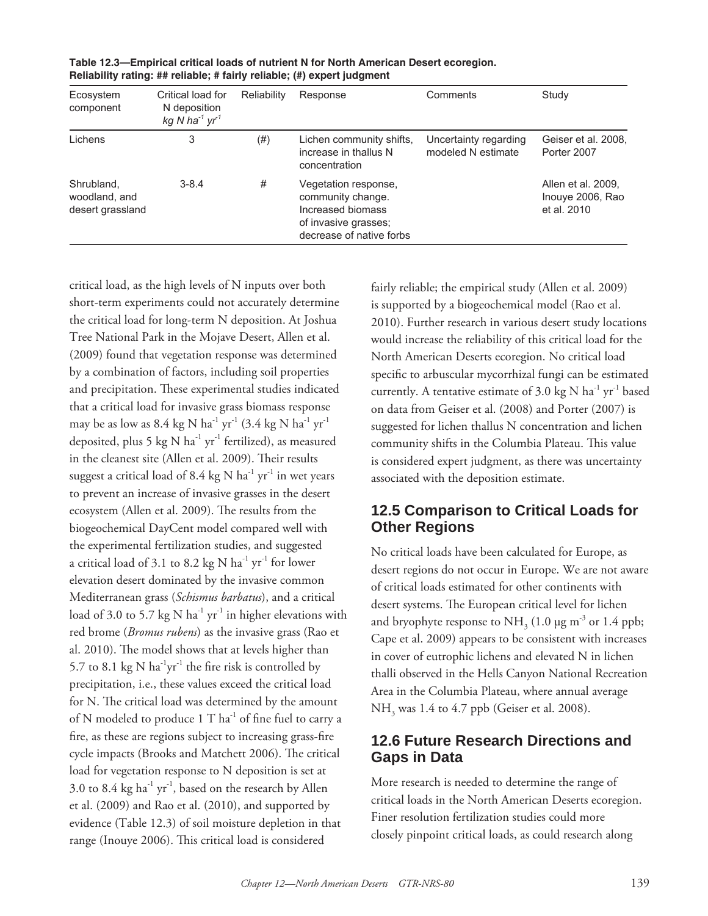**Table 12.3—Empirical critical loads of nutrient N for North American Desert ecoregion. Reliability rating: ## reliable; # fairly reliable; (#) expert judgment**

| Ecosystem component | Critical load for N deposition *kg N ha$^{-1}$ yr$^{-1}$* | Reliability | Response | Comments | Study |
|---|---|---|---|---|---|
| Lichens | 3 | (#) | Lichen community shifts, increase in thallus N concentration | Uncertainty regarding modeled N estimate | Geiser et al. 2008, Porter 2007 |
| Shrubland, woodland, and desert grassland | 3-8.4 | # | Vegetation response, community change. Increased biomass of invasive grasses; decrease of native forbs | | Allen et al. 2009, Inouye 2006, Rao et al. 2010 |

critical load, as the high levels of N inputs over both short-term experiments could not accurately determine the critical load for long-term N deposition. At Joshua Tree National Park in the Mojave Desert, Allen et al. (2009) found that vegetation response was determined by a combination of factors, including soil properties and precipitation. These experimental studies indicated that a critical load for invasive grass biomass response may be as low as 8.4 kg N ha$^{-1}$ yr$^{-1}$ (3.4 kg N ha$^{-1}$ yr$^{-1}$ deposited, plus 5 kg N ha$^{-1}$ yr$^{-1}$ fertilized), as measured in the cleanest site (Allen et al. 2009). Their results suggest a critical load of 8.4 kg N ha$^{-1}$ yr$^{-1}$ in wet years to prevent an increase of invasive grasses in the desert ecosystem (Allen et al. 2009). The results from the biogeochemical DayCent model compared well with the experimental fertilization studies, and suggested a critical load of 3.1 to 8.2 kg N ha$^{-1}$ yr$^{-1}$ for lower elevation desert dominated by the invasive common Mediterranean grass (*Schismus barbatus*), and a critical load of 3.0 to 5.7 kg N ha$^{-1}$ yr$^{-1}$ in higher elevations with red brome (*Bromus rubens*) as the invasive grass (Rao et al. 2010). The model shows that at levels higher than 5.7 to 8.1 kg N ha$^{-1}$yr$^{-1}$ the fire risk is controlled by precipitation, i.e., these values exceed the critical load for N. The critical load was determined by the amount of N modeled to produce 1 T ha$^{-1}$ of fine fuel to carry a fire, as these are regions subject to increasing grass-fire cycle impacts (Brooks and Matchett 2006). The critical load for vegetation response to N deposition is set at 3.0 to 8.4 kg ha$^{-1}$ yr$^{-1}$, based on the research by Allen et al. (2009) and Rao et al. (2010), and supported by evidence (Table 12.3) of soil moisture depletion in that range (Inouye 2006). This critical load is considered fairly reliable; the empirical study (Allen et al. 2009) is supported by a biogeochemical model (Rao et al. 2010). Further research in various desert study locations would increase the reliability of this critical load for the North American Deserts ecoregion. No critical load specific to arbuscular mycorrhizal fungi can be estimated currently. A tentative estimate of 3.0 kg N ha$^{-1}$ yr$^{-1}$ based on data from Geiser et al. (2008) and Porter (2007) is suggested for lichen thallus N concentration and lichen community shifts in the Columbia Plateau. This value is considered expert judgment, as there was uncertainty associated with the deposition estimate.

## 12.5 Comparison to Critical Loads for Other Regions

No critical loads have been calculated for Europe, as desert regions do not occur in Europe. We are not aware of critical loads estimated for other continents with desert systems. The European critical level for lichen and bryophyte response to $NH_3$ (1.0 µg m$^{-3}$ or 1.4 ppb; Cape et al. 2009) appears to be consistent with increases in cover of eutrophic lichens and elevated N in lichen thalli observed in the Hells Canyon National Recreation Area in the Columbia Plateau, where annual average $NH_3$ was 1.4 to 4.7 ppb (Geiser et al. 2008).

## 12.6 Future Research Directions and Gaps in Data

More research is needed to determine the range of critical loads in the North American Deserts ecoregion. Finer resolution fertilization studies could more closely pinpoint critical loads, as could research along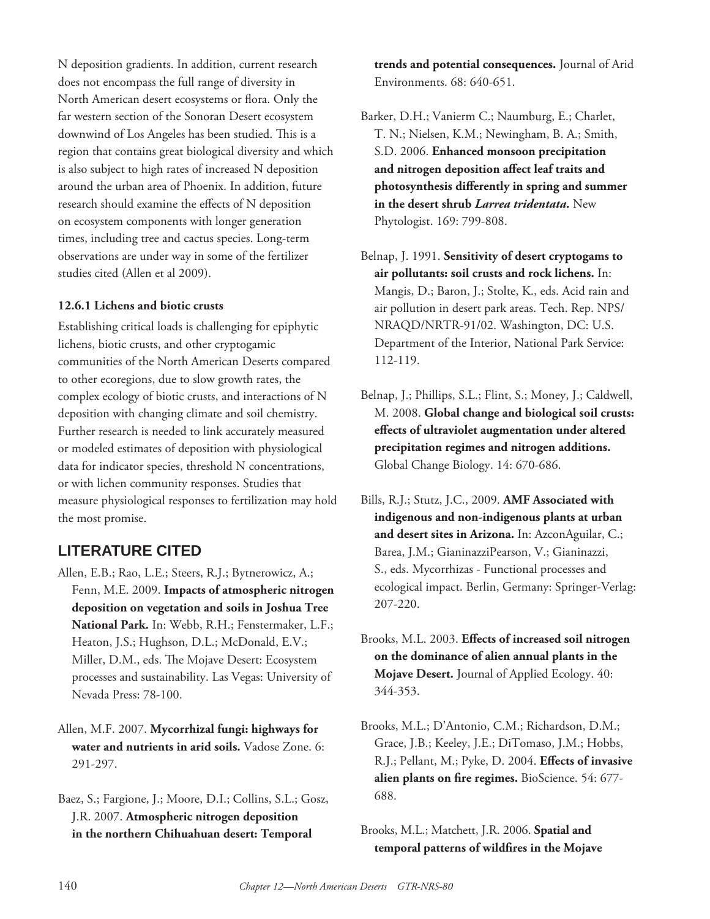N deposition gradients. In addition, current research does not encompass the full range of diversity in North American desert ecosystems or flora. Only the far western section of the Sonoran Desert ecosystem downwind of Los Angeles has been studied. This is a region that contains great biological diversity and which is also subject to high rates of increased N deposition around the urban area of Phoenix. In addition, future research should examine the effects of N deposition on ecosystem components with longer generation times, including tree and cactus species. Long-term observations are under way in some of the fertilizer studies cited (Allen et al 2009).

### 12.6.1 Lichens and biotic crusts

Establishing critical loads is challenging for epiphytic lichens, biotic crusts, and other cryptogamic communities of the North American Deserts compared to other ecoregions, due to slow growth rates, the complex ecology of biotic crusts, and interactions of N deposition with changing climate and soil chemistry. Further research is needed to link accurately measured or modeled estimates of deposition with physiological data for indicator species, threshold N concentrations, or with lichen community responses. Studies that measure physiological responses to fertilization may hold the most promise.

## LITERATURE CITED

Allen, E.B.; Rao, L.E.; Steers, R.J.; Bytnerowicz, A.; Fenn, M.E. 2009. **Impacts of atmospheric nitrogen deposition on vegetation and soils in Joshua Tree National Park.** In: Webb, R.H.; Fenstermaker, L.F.; Heaton, J.S.; Hughson, D.L.; McDonald, E.V.; Miller, D.M., eds. The Mojave Desert: Ecosystem processes and sustainability. Las Vegas: University of Nevada Press: 78-100.

Allen, M.F. 2007. **Mycorrhizal fungi: highways for water and nutrients in arid soils.** Vadose Zone. 6: 291-297.

Baez, S.; Fargione, J.; Moore, D.I.; Collins, S.L.; Gosz, J.R. 2007. **Atmospheric nitrogen deposition in the northern Chihuahuan desert: Temporal trends and potential consequences.** Journal of Arid Environments. 68: 640-651.

Barker, D.H.; Vanierm C.; Naumburg, E.; Charlet, T. N.; Nielsen, K.M.; Newingham, B. A.; Smith, S.D. 2006. **Enhanced monsoon precipitation and nitrogen deposition affect leaf traits and photosynthesis differently in spring and summer in the desert shrub *Larrea tridentata*.** New Phytologist. 169: 799-808.

Belnap, J. 1991. **Sensitivity of desert cryptogams to air pollutants: soil crusts and rock lichens.** In: Mangis, D.; Baron, J.; Stolte, K., eds. Acid rain and air pollution in desert park areas. Tech. Rep. NPS/NRAQD/NRTR-91/02. Washington, DC: U.S. Department of the Interior, National Park Service: 112-119.

Belnap, J.; Phillips, S.L.; Flint, S.; Money, J.; Caldwell, M. 2008. **Global change and biological soil crusts: effects of ultraviolet augmentation under altered precipitation regimes and nitrogen additions.** Global Change Biology. 14: 670-686.

Bills, R.J.; Stutz, J.C., 2009. **AMF Associated with indigenous and non-indigenous plants at urban and desert sites in Arizona.** In: AzconAguilar, C.; Barea, J.M.; GianinazziPearson, V.; Gianinazzi, S., eds. Mycorrhizas - Functional processes and ecological impact. Berlin, Germany: Springer-Verlag: 207-220.

Brooks, M.L. 2003. **Effects of increased soil nitrogen on the dominance of alien annual plants in the Mojave Desert.** Journal of Applied Ecology. 40: 344-353.

Brooks, M.L.; D'Antonio, C.M.; Richardson, D.M.; Grace, J.B.; Keeley, J.E.; DiTomaso, J.M.; Hobbs, R.J.; Pellant, M.; Pyke, D. 2004. **Effects of invasive alien plants on fire regimes.** BioScience. 54: 677-688.

Brooks, M.L.; Matchett, J.R. 2006. **Spatial and temporal patterns of wildfires in the Mojave**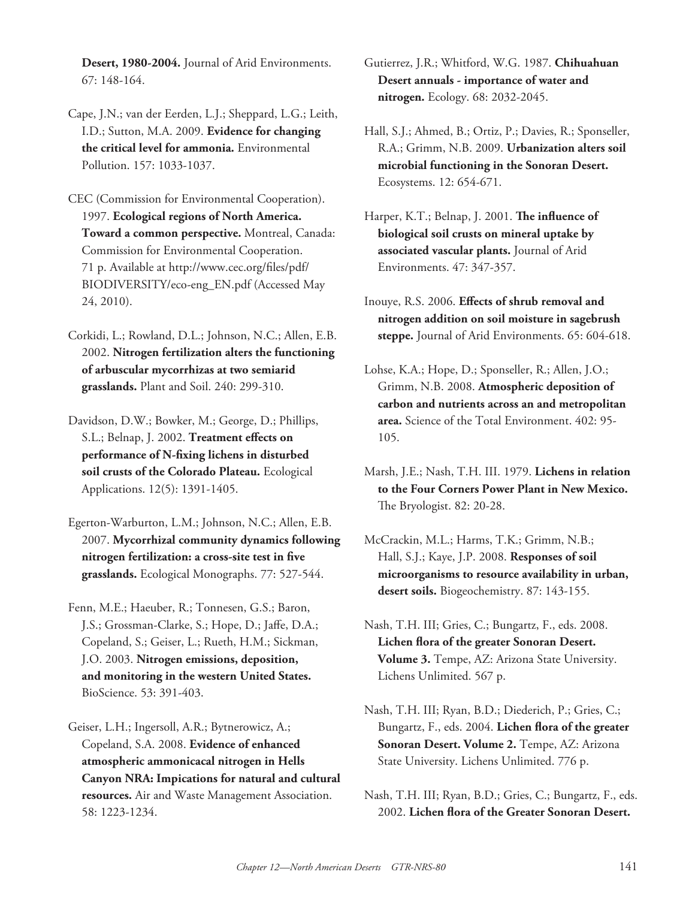**Desert, 1980-2004.** Journal of Arid Environments. 67: 148-164.

Cape, J.N.; van der Eerden, L.J.; Sheppard, L.G.; Leith, I.D.; Sutton, M.A. 2009. **Evidence for changing the critical level for ammonia.** Environmental Pollution. 157: 1033-1037.

CEC (Commission for Environmental Cooperation). 1997. **Ecological regions of North America. Toward a common perspective.** Montreal, Canada: Commission for Environmental Cooperation. 71 p. Available at http://www.cec.org/files/pdf/BIODIVERSITY/eco-eng_EN.pdf (Accessed May 24, 2010).

Corkidi, L.; Rowland, D.L.; Johnson, N.C.; Allen, E.B. 2002. **Nitrogen fertilization alters the functioning of arbuscular mycorrhizas at two semiarid grasslands.** Plant and Soil. 240: 299-310.

Davidson, D.W.; Bowker, M.; George, D.; Phillips, S.L.; Belnap, J. 2002. **Treatment effects on performance of N-fixing lichens in disturbed soil crusts of the Colorado Plateau.** Ecological Applications. 12(5): 1391-1405.

Egerton-Warburton, L.M.; Johnson, N.C.; Allen, E.B. 2007. **Mycorrhizal community dynamics following nitrogen fertilization: a cross-site test in five grasslands.** Ecological Monographs. 77: 527-544.

Fenn, M.E.; Haeuber, R.; Tonnesen, G.S.; Baron, J.S.; Grossman-Clarke, S.; Hope, D.; Jaffe, D.A.; Copeland, S.; Geiser, L.; Rueth, H.M.; Sickman, J.O. 2003. **Nitrogen emissions, deposition, and monitoring in the western United States.** BioScience. 53: 391-403.

Geiser, L.H.; Ingersoll, A.R.; Bytnerowicz, A.; Copeland, S.A. 2008. **Evidence of enhanced atmospheric ammonicacal nitrogen in Hells Canyon NRA: Impications for natural and cultural resources.** Air and Waste Management Association. 58: 1223-1234.

Gutierrez, J.R.; Whitford, W.G. 1987. **Chihuahuan Desert annuals - importance of water and nitrogen.** Ecology. 68: 2032-2045.

Hall, S.J.; Ahmed, B.; Ortiz, P.; Davies, R.; Sponseller, R.A.; Grimm, N.B. 2009. **Urbanization alters soil microbial functioning in the Sonoran Desert.** Ecosystems. 12: 654-671.

Harper, K.T.; Belnap, J. 2001. **The influence of biological soil crusts on mineral uptake by associated vascular plants.** Journal of Arid Environments. 47: 347-357.

Inouye, R.S. 2006. **Effects of shrub removal and nitrogen addition on soil moisture in sagebrush steppe.** Journal of Arid Environments. 65: 604-618.

Lohse, K.A.; Hope, D.; Sponseller, R.; Allen, J.O.; Grimm, N.B. 2008. **Atmospheric deposition of carbon and nutrients across an and metropolitan area.** Science of the Total Environment. 402: 95-105.

Marsh, J.E.; Nash, T.H. III. 1979. **Lichens in relation to the Four Corners Power Plant in New Mexico.** The Bryologist. 82: 20-28.

McCrackin, M.L.; Harms, T.K.; Grimm, N.B.; Hall, S.J.; Kaye, J.P. 2008. **Responses of soil microorganisms to resource availability in urban, desert soils.** Biogeochemistry. 87: 143-155.

Nash, T.H. III; Gries, C.; Bungartz, F., eds. 2008. **Lichen flora of the greater Sonoran Desert. Volume 3.** Tempe, AZ: Arizona State University. Lichens Unlimited. 567 p.

Nash, T.H. III; Ryan, B.D.; Diederich, P.; Gries, C.; Bungartz, F., eds. 2004. **Lichen flora of the greater Sonoran Desert. Volume 2.** Tempe, AZ: Arizona State University. Lichens Unlimited. 776 p.

Nash, T.H. III; Ryan, B.D.; Gries, C.; Bungartz, F., eds. 2002. **Lichen flora of the Greater Sonoran Desert.**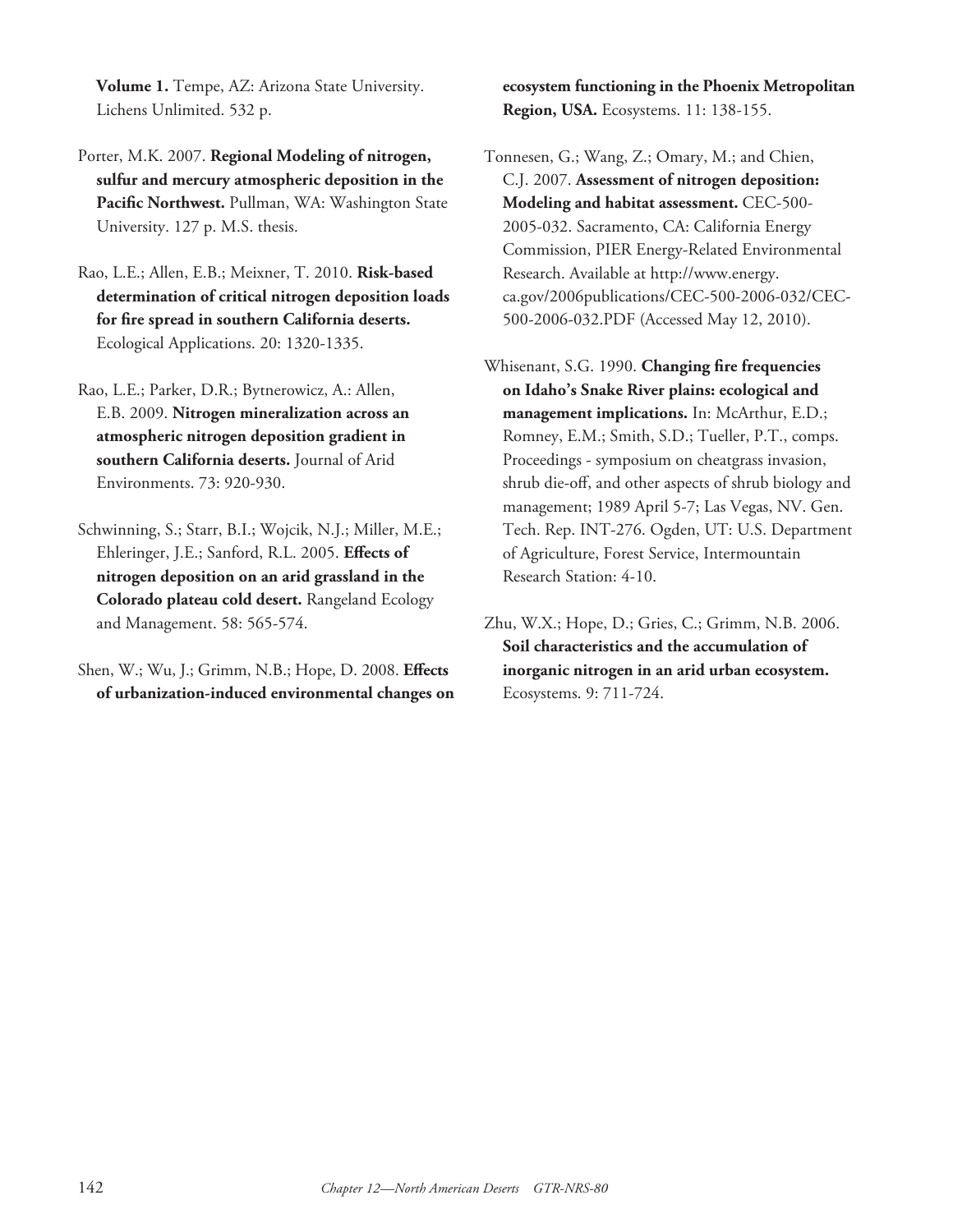**Volume 1.** Tempe, AZ: Arizona State University. Lichens Unlimited. 532 p.

Porter, M.K. 2007. **Regional Modeling of nitrogen, sulfur and mercury atmospheric deposition in the Pacific Northwest.** Pullman, WA: Washington State University. 127 p. M.S. thesis.

Rao, L.E.; Allen, E.B.; Meixner, T. 2010. **Risk-based determination of critical nitrogen deposition loads for fire spread in southern California deserts.** Ecological Applications. 20: 1320-1335.

Rao, L.E.; Parker, D.R.; Bytnerowicz, A.: Allen, E.B. 2009. **Nitrogen mineralization across an atmospheric nitrogen deposition gradient in southern California deserts.** Journal of Arid Environments. 73: 920-930.

Schwinning, S.; Starr, B.I.; Wojcik, N.J.; Miller, M.E.; Ehleringer, J.E.; Sanford, R.L. 2005. **Effects of nitrogen deposition on an arid grassland in the Colorado plateau cold desert.** Rangeland Ecology and Management. 58: 565-574.

Shen, W.; Wu, J.; Grimm, N.B.; Hope, D. 2008. **Effects of urbanization-induced environmental changes on ecosystem functioning in the Phoenix Metropolitan Region, USA.** Ecosystems. 11: 138-155.

Tonnesen, G.; Wang, Z.; Omary, M.; and Chien, C.J. 2007. **Assessment of nitrogen deposition: Modeling and habitat assessment.** CEC-500-2005-032. Sacramento, CA: California Energy Commission, PIER Energy-Related Environmental Research. Available at http://www.energy.ca.gov/2006publications/CEC-500-2006-032/CEC-500-2006-032.PDF (Accessed May 12, 2010).

Whisenant, S.G. 1990. **Changing fire frequencies on Idaho's Snake River plains: ecological and management implications.** In: McArthur, E.D.; Romney, E.M.; Smith, S.D.; Tueller, P.T., comps. Proceedings - symposium on cheatgrass invasion, shrub die-off, and other aspects of shrub biology and management; 1989 April 5-7; Las Vegas, NV. Gen. Tech. Rep. INT-276. Ogden, UT: U.S. Department of Agriculture, Forest Service, Intermountain Research Station: 4-10.

Zhu, W.X.; Hope, D.; Gries, C.; Grimm, N.B. 2006. **Soil characteristics and the accumulation of inorganic nitrogen in an arid urban ecosystem.** Ecosystems. 9: 711-724.